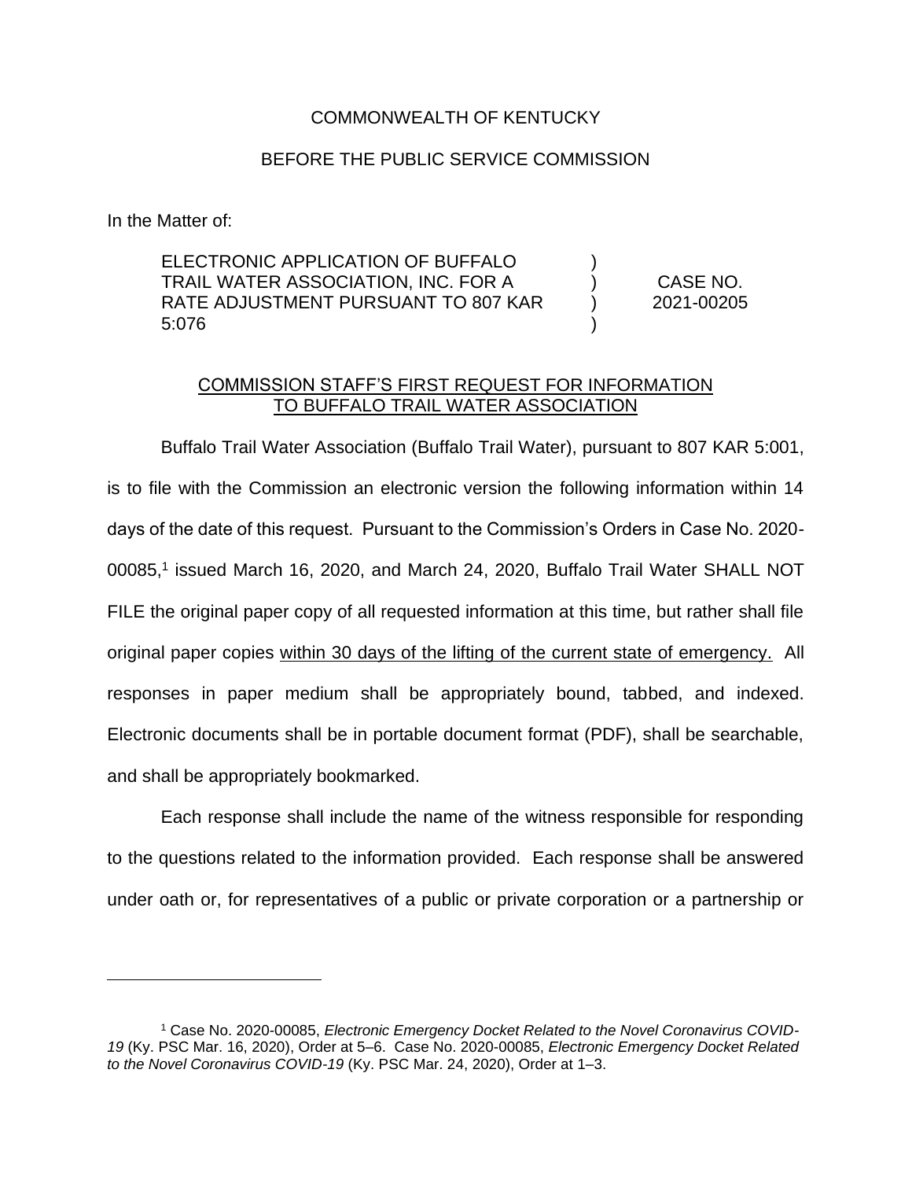COMMONWEALTH OF KENTUCKY

BEFORE THE PUBLIC SERVICE COMMISSION

In the Matter of:

| | | |
|---|---|---|
| ELECTRONIC APPLICATION OF BUFFALO TRAIL WATER ASSOCIATION, INC. FOR A RATE ADJUSTMENT PURSUANT TO 807 KAR 5:076 | ) ) ) ) | CASE NO. 2021-00205 |

<u>COMMISSION STAFF'S FIRST REQUEST FOR INFORMATION TO BUFFALO TRAIL WATER ASSOCIATION</u>

Buffalo Trail Water Association (Buffalo Trail Water), pursuant to 807 KAR 5:001, is to file with the Commission an electronic version the following information within 14 days of the date of this request. Pursuant to the Commission's Orders in Case No. 2020-00085,[1] issued March 16, 2020, and March 24, 2020, Buffalo Trail Water SHALL NOT FILE the original paper copy of all requested information at this time, but rather shall file original paper copies <u>within 30 days of the lifting of the current state of emergency.</u> All responses in paper medium shall be appropriately bound, tabbed, and indexed. Electronic documents shall be in portable document format (PDF), shall be searchable, and shall be appropriately bookmarked.

Each response shall include the name of the witness responsible for responding to the questions related to the information provided. Each response shall be answered under oath or, for representatives of a public or private corporation or a partnership or

---

[1] Case No. 2020-00085, *Electronic Emergency Docket Related to the Novel Coronavirus COVID-19* (Ky. PSC Mar. 16, 2020), Order at 5–6. Case No. 2020-00085, *Electronic Emergency Docket Related to the Novel Coronavirus COVID-19* (Ky. PSC Mar. 24, 2020), Order at 1–3.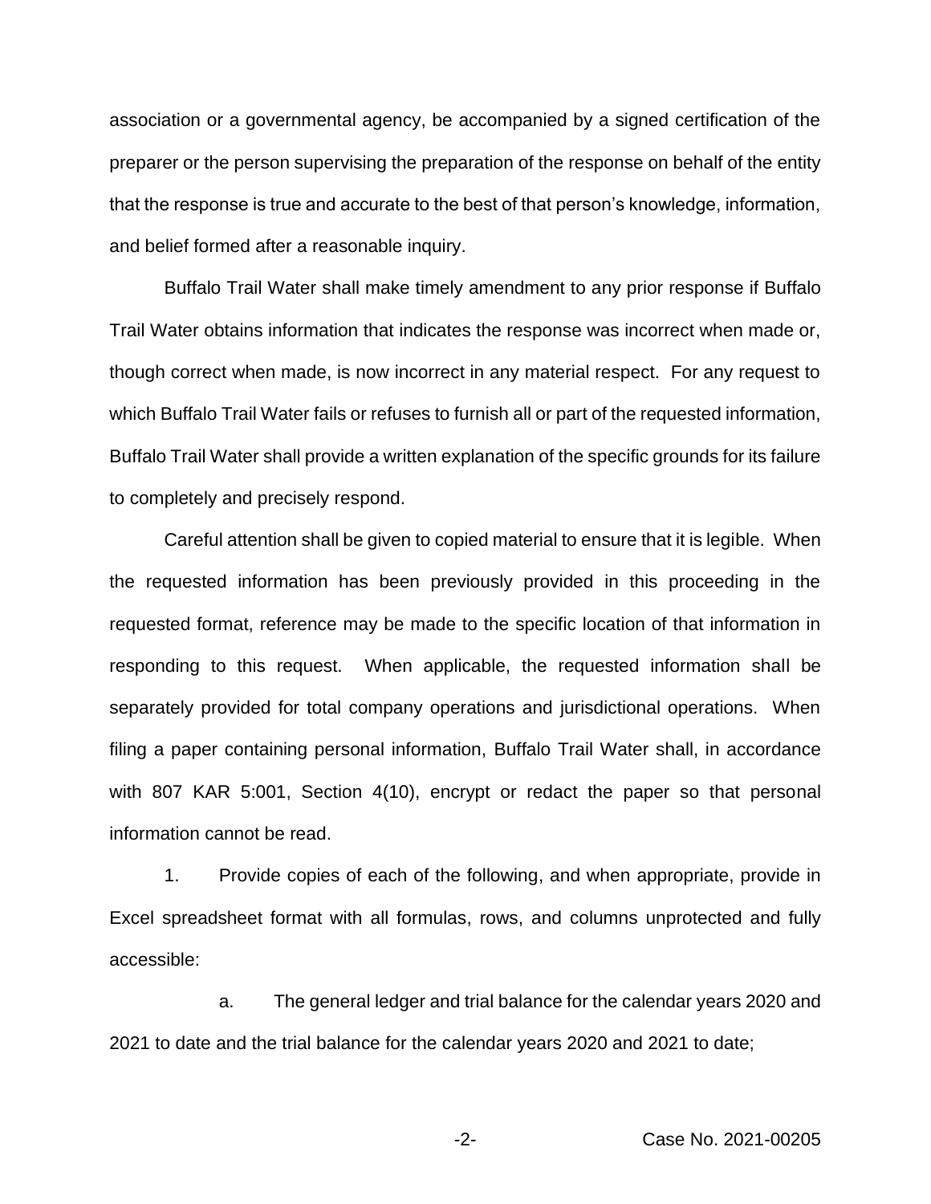association or a governmental agency, be accompanied by a signed certification of the preparer or the person supervising the preparation of the response on behalf of the entity that the response is true and accurate to the best of that person's knowledge, information, and belief formed after a reasonable inquiry.

Buffalo Trail Water shall make timely amendment to any prior response if Buffalo Trail Water obtains information that indicates the response was incorrect when made or, though correct when made, is now incorrect in any material respect. For any request to which Buffalo Trail Water fails or refuses to furnish all or part of the requested information, Buffalo Trail Water shall provide a written explanation of the specific grounds for its failure to completely and precisely respond.

Careful attention shall be given to copied material to ensure that it is legible. When the requested information has been previously provided in this proceeding in the requested format, reference may be made to the specific location of that information in responding to this request. When applicable, the requested information shall be separately provided for total company operations and jurisdictional operations. When filing a paper containing personal information, Buffalo Trail Water shall, in accordance with 807 KAR 5:001, Section 4(10), encrypt or redact the paper so that personal information cannot be read.

1. Provide copies of each of the following, and when appropriate, provide in Excel spreadsheet format with all formulas, rows, and columns unprotected and fully accessible:

a. The general ledger and trial balance for the calendar years 2020 and 2021 to date and the trial balance for the calendar years 2020 and 2021 to date;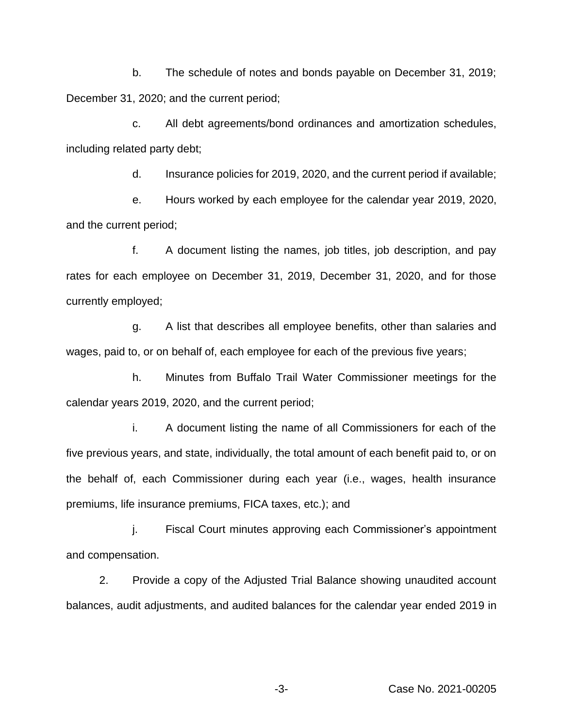b. The schedule of notes and bonds payable on December 31, 2019; December 31, 2020; and the current period;

c. All debt agreements/bond ordinances and amortization schedules, including related party debt;

d. Insurance policies for 2019, 2020, and the current period if available;

e. Hours worked by each employee for the calendar year 2019, 2020, and the current period;

f. A document listing the names, job titles, job description, and pay rates for each employee on December 31, 2019, December 31, 2020, and for those currently employed;

g. A list that describes all employee benefits, other than salaries and wages, paid to, or on behalf of, each employee for each of the previous five years;

h. Minutes from Buffalo Trail Water Commissioner meetings for the calendar years 2019, 2020, and the current period;

i. A document listing the name of all Commissioners for each of the five previous years, and state, individually, the total amount of each benefit paid to, or on the behalf of, each Commissioner during each year (i.e., wages, health insurance premiums, life insurance premiums, FICA taxes, etc.); and

j. Fiscal Court minutes approving each Commissioner's appointment and compensation.

2. Provide a copy of the Adjusted Trial Balance showing unaudited account balances, audit adjustments, and audited balances for the calendar year ended 2019 in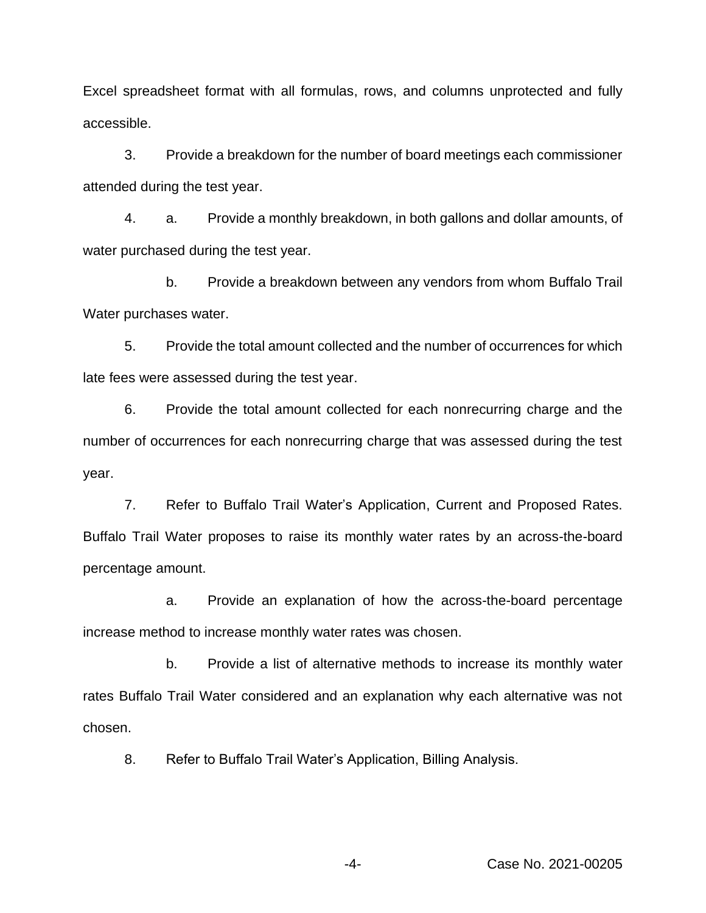Excel spreadsheet format with all formulas, rows, and columns unprotected and fully accessible.

3. Provide a breakdown for the number of board meetings each commissioner attended during the test year.

4. a. Provide a monthly breakdown, in both gallons and dollar amounts, of water purchased during the test year.

   b. Provide a breakdown between any vendors from whom Buffalo Trail Water purchases water.

5. Provide the total amount collected and the number of occurrences for which late fees were assessed during the test year.

6. Provide the total amount collected for each nonrecurring charge and the number of occurrences for each nonrecurring charge that was assessed during the test year.

7. Refer to Buffalo Trail Water's Application, Current and Proposed Rates. Buffalo Trail Water proposes to raise its monthly water rates by an across-the-board percentage amount.

   a. Provide an explanation of how the across-the-board percentage increase method to increase monthly water rates was chosen.

   b. Provide a list of alternative methods to increase its monthly water rates Buffalo Trail Water considered and an explanation why each alternative was not chosen.

8. Refer to Buffalo Trail Water's Application, Billing Analysis.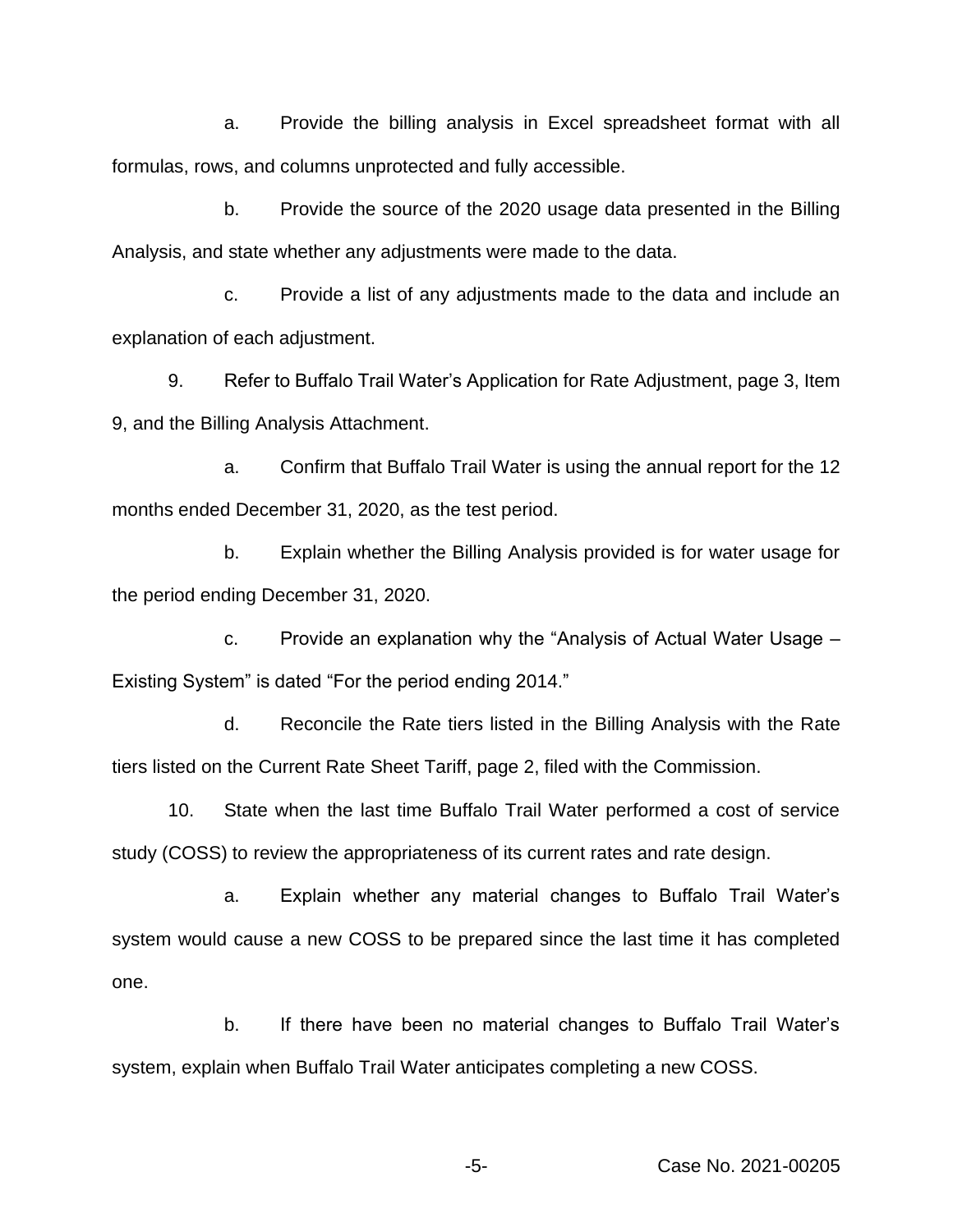a. Provide the billing analysis in Excel spreadsheet format with all formulas, rows, and columns unprotected and fully accessible.

b. Provide the source of the 2020 usage data presented in the Billing Analysis, and state whether any adjustments were made to the data.

c. Provide a list of any adjustments made to the data and include an explanation of each adjustment.

9. Refer to Buffalo Trail Water's Application for Rate Adjustment, page 3, Item 9, and the Billing Analysis Attachment.

a. Confirm that Buffalo Trail Water is using the annual report for the 12 months ended December 31, 2020, as the test period.

b. Explain whether the Billing Analysis provided is for water usage for the period ending December 31, 2020.

c. Provide an explanation why the "Analysis of Actual Water Usage – Existing System" is dated "For the period ending 2014."

d. Reconcile the Rate tiers listed in the Billing Analysis with the Rate tiers listed on the Current Rate Sheet Tariff, page 2, filed with the Commission.

10. State when the last time Buffalo Trail Water performed a cost of service study (COSS) to review the appropriateness of its current rates and rate design.

a. Explain whether any material changes to Buffalo Trail Water's system would cause a new COSS to be prepared since the last time it has completed one.

b. If there have been no material changes to Buffalo Trail Water's system, explain when Buffalo Trail Water anticipates completing a new COSS.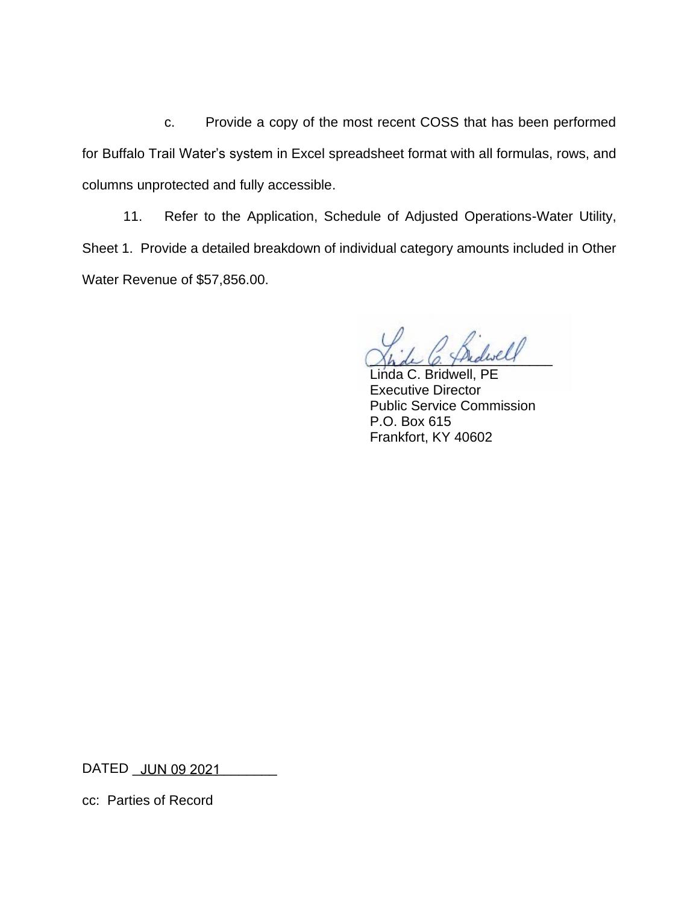c. Provide a copy of the most recent COSS that has been performed for Buffalo Trail Water's system in Excel spreadsheet format with all formulas, rows, and columns unprotected and fully accessible.

11. Refer to the Application, Schedule of Adjusted Operations-Water Utility, Sheet 1. Provide a detailed breakdown of individual category amounts included in Other Water Revenue of $57,856.00.

Linda C. Bridwell, PE
Executive Director
Public Service Commission
P.O. Box 615
Frankfort, KY 40602

DATED JUN 09 2021

cc: Parties of Record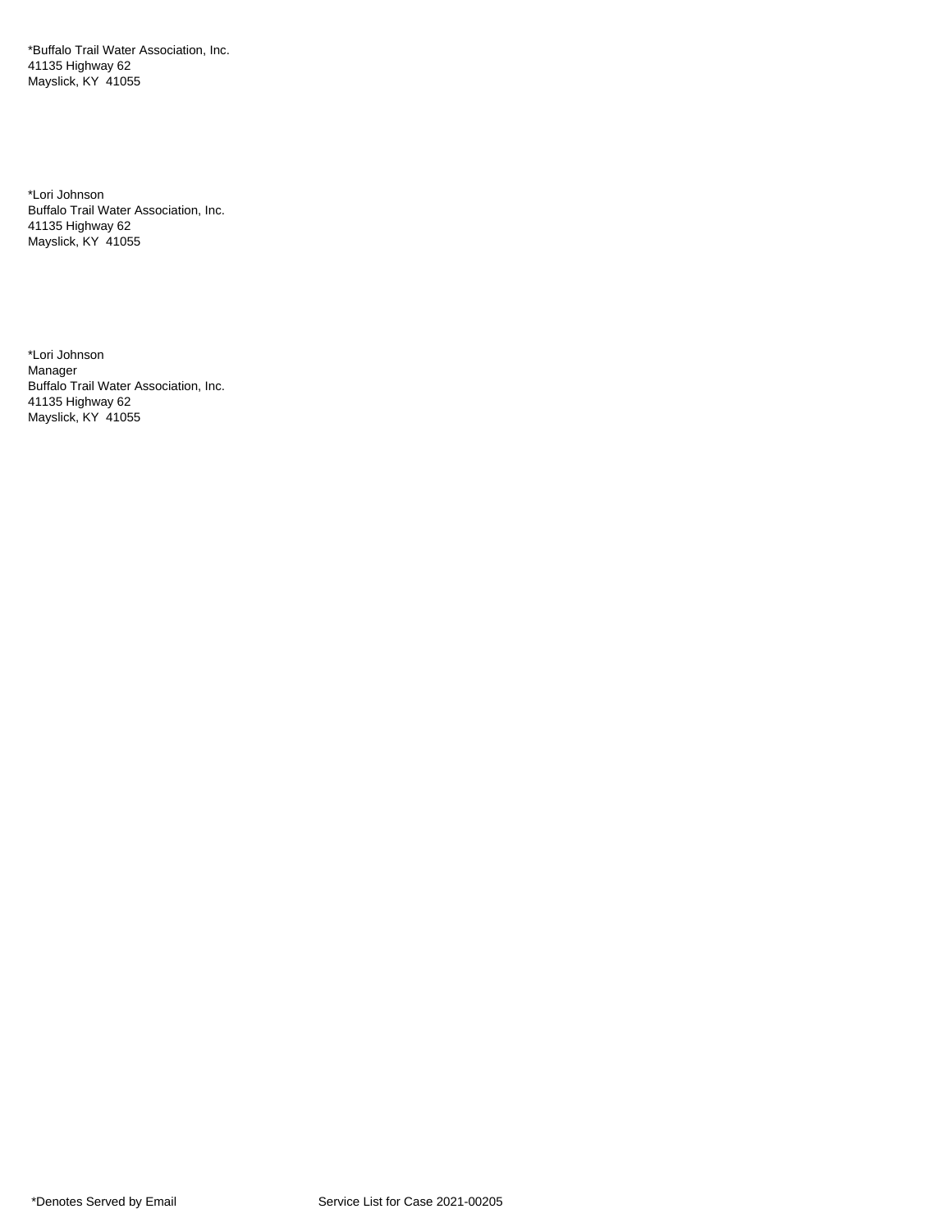*Buffalo Trail Water Association, Inc.
41135 Highway 62
Mayslick, KY  41055

*Lori Johnson
Buffalo Trail Water Association, Inc.
41135 Highway 62
Mayslick, KY  41055

*Lori Johnson
Manager
Buffalo Trail Water Association, Inc.
41135 Highway 62
Mayslick, KY  41055